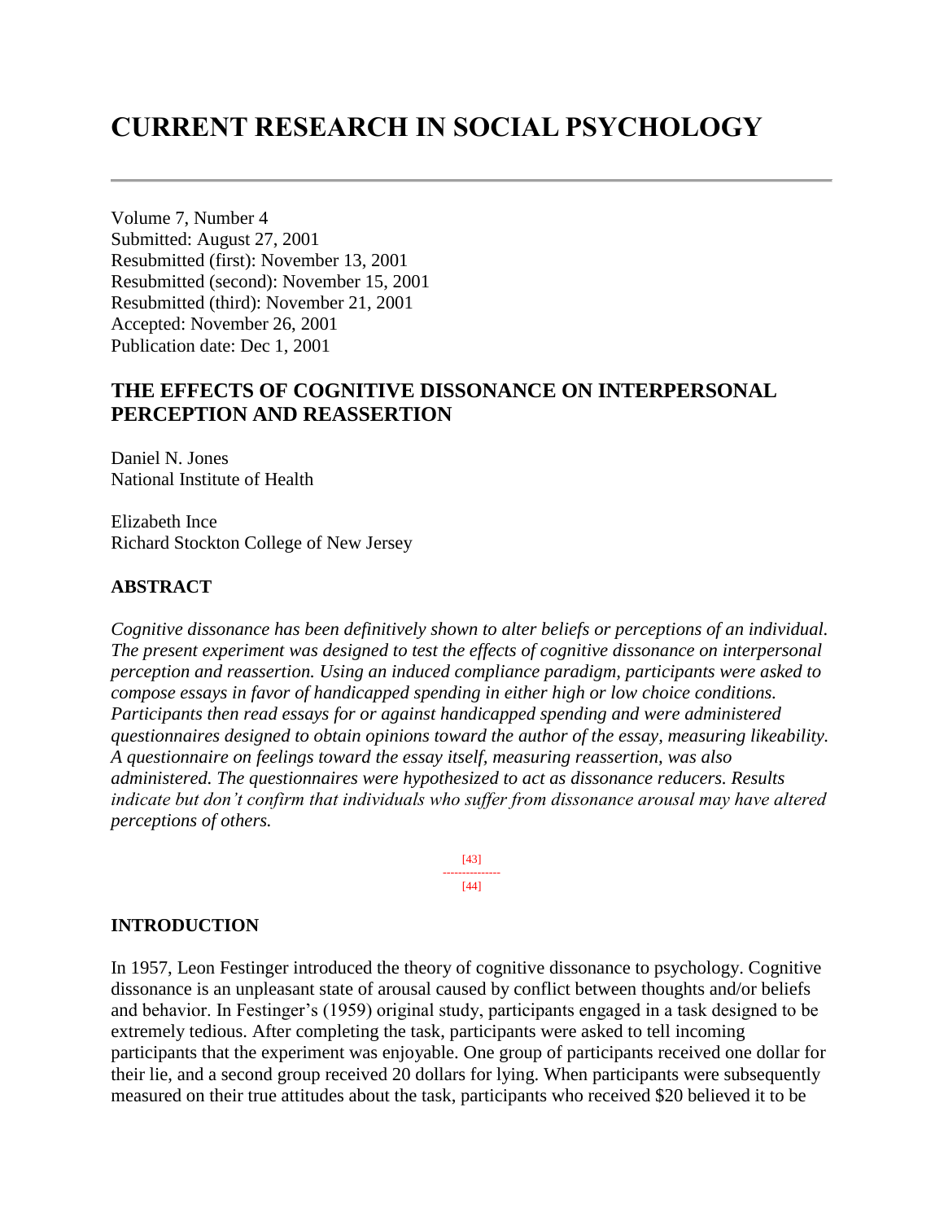# CURRENT RESEARCH IN SOCIAL PSYCHOLOGY

Volume 7, Number 4
Submitted: August 27, 2001
Resubmitted (first): November 13, 2001
Resubmitted (second): November 15, 2001
Resubmitted (third): November 21, 2001
Accepted: November 26, 2001
Publication date: Dec 1, 2001

## THE EFFECTS OF COGNITIVE DISSONANCE ON INTERPERSONAL PERCEPTION AND REASSERTION

Daniel N. Jones
National Institute of Health

Elizabeth Ince
Richard Stockton College of New Jersey

### ABSTRACT

*Cognitive dissonance has been definitively shown to alter beliefs or perceptions of an individual. The present experiment was designed to test the effects of cognitive dissonance on interpersonal perception and reassertion. Using an induced compliance paradigm, participants were asked to compose essays in favor of handicapped spending in either high or low choice conditions. Participants then read essays for or against handicapped spending and were administered questionnaires designed to obtain opinions toward the author of the essay, measuring likeability. A questionnaire on feelings toward the essay itself, measuring reassertion, was also administered. The questionnaires were hypothesized to act as dissonance reducers. Results indicate but don't confirm that individuals who suffer from dissonance arousal may have altered perceptions of others.*

### INTRODUCTION

In 1957, Leon Festinger introduced the theory of cognitive dissonance to psychology. Cognitive dissonance is an unpleasant state of arousal caused by conflict between thoughts and/or beliefs and behavior. In Festinger's (1959) original study, participants engaged in a task designed to be extremely tedious. After completing the task, participants were asked to tell incoming participants that the experiment was enjoyable. One group of participants received one dollar for their lie, and a second group received 20 dollars for lying. When participants were subsequently measured on their true attitudes about the task, participants who received $20 believed it to be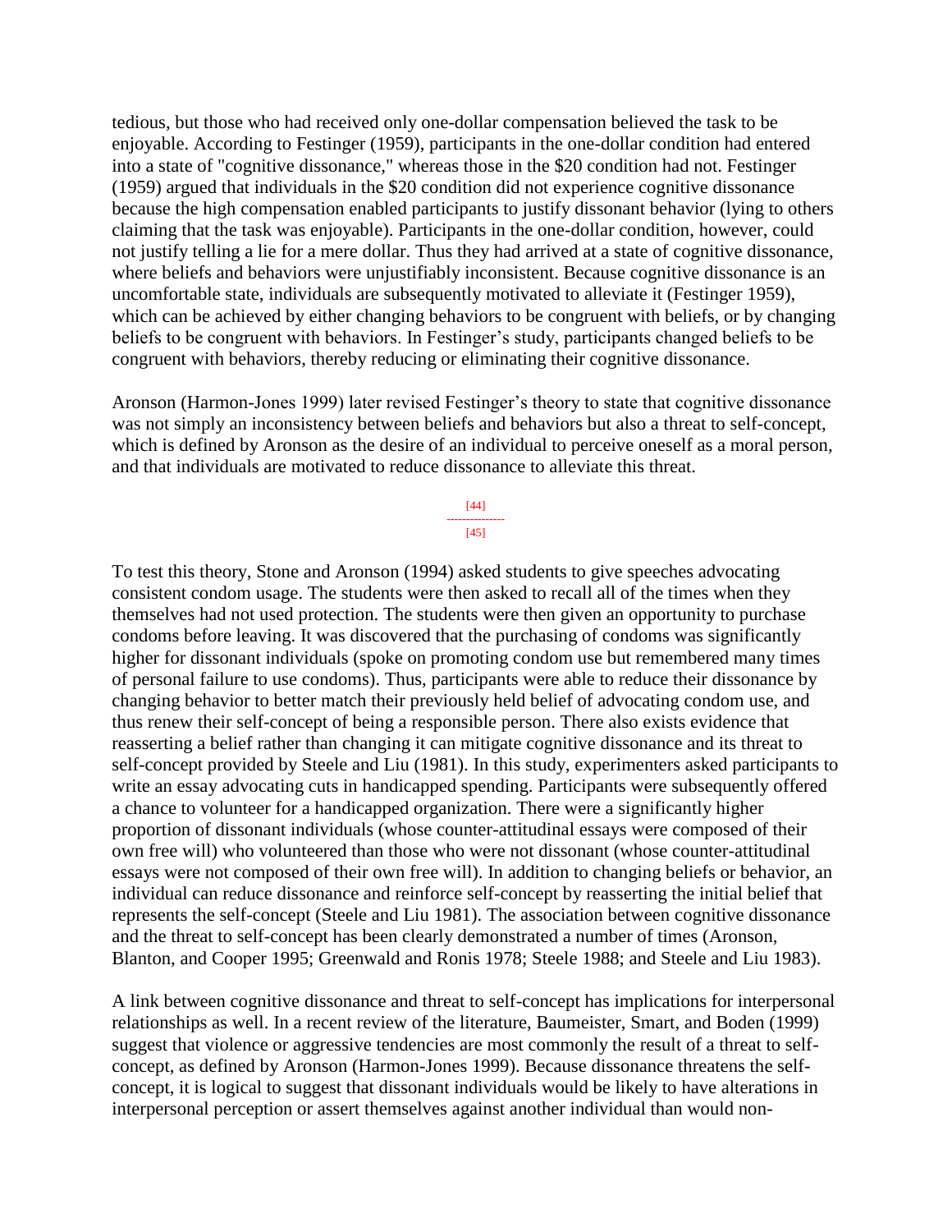tedious, but those who had received only one-dollar compensation believed the task to be enjoyable. According to Festinger (1959), participants in the one-dollar condition had entered into a state of "cognitive dissonance," whereas those in the $20 condition had not. Festinger (1959) argued that individuals in the $20 condition did not experience cognitive dissonance because the high compensation enabled participants to justify dissonant behavior (lying to others claiming that the task was enjoyable). Participants in the one-dollar condition, however, could not justify telling a lie for a mere dollar. Thus they had arrived at a state of cognitive dissonance, where beliefs and behaviors were unjustifiably inconsistent. Because cognitive dissonance is an uncomfortable state, individuals are subsequently motivated to alleviate it (Festinger 1959), which can be achieved by either changing behaviors to be congruent with beliefs, or by changing beliefs to be congruent with behaviors. In Festinger's study, participants changed beliefs to be congruent with behaviors, thereby reducing or eliminating their cognitive dissonance.

Aronson (Harmon-Jones 1999) later revised Festinger's theory to state that cognitive dissonance was not simply an inconsistency between beliefs and behaviors but also a threat to self-concept, which is defined by Aronson as the desire of an individual to perceive oneself as a moral person, and that individuals are motivated to reduce dissonance to alleviate this threat.

To test this theory, Stone and Aronson (1994) asked students to give speeches advocating consistent condom usage. The students were then asked to recall all of the times when they themselves had not used protection. The students were then given an opportunity to purchase condoms before leaving. It was discovered that the purchasing of condoms was significantly higher for dissonant individuals (spoke on promoting condom use but remembered many times of personal failure to use condoms). Thus, participants were able to reduce their dissonance by changing behavior to better match their previously held belief of advocating condom use, and thus renew their self-concept of being a responsible person. There also exists evidence that reasserting a belief rather than changing it can mitigate cognitive dissonance and its threat to self-concept provided by Steele and Liu (1981). In this study, experimenters asked participants to write an essay advocating cuts in handicapped spending. Participants were subsequently offered a chance to volunteer for a handicapped organization. There were a significantly higher proportion of dissonant individuals (whose counter-attitudinal essays were composed of their own free will) who volunteered than those who were not dissonant (whose counter-attitudinal essays were not composed of their own free will). In addition to changing beliefs or behavior, an individual can reduce dissonance and reinforce self-concept by reasserting the initial belief that represents the self-concept (Steele and Liu 1981). The association between cognitive dissonance and the threat to self-concept has been clearly demonstrated a number of times (Aronson, Blanton, and Cooper 1995; Greenwald and Ronis 1978; Steele 1988; and Steele and Liu 1983).

A link between cognitive dissonance and threat to self-concept has implications for interpersonal relationships as well. In a recent review of the literature, Baumeister, Smart, and Boden (1999) suggest that violence or aggressive tendencies are most commonly the result of a threat to self-concept, as defined by Aronson (Harmon-Jones 1999). Because dissonance threatens the self-concept, it is logical to suggest that dissonant individuals would be likely to have alterations in interpersonal perception or assert themselves against another individual than would non-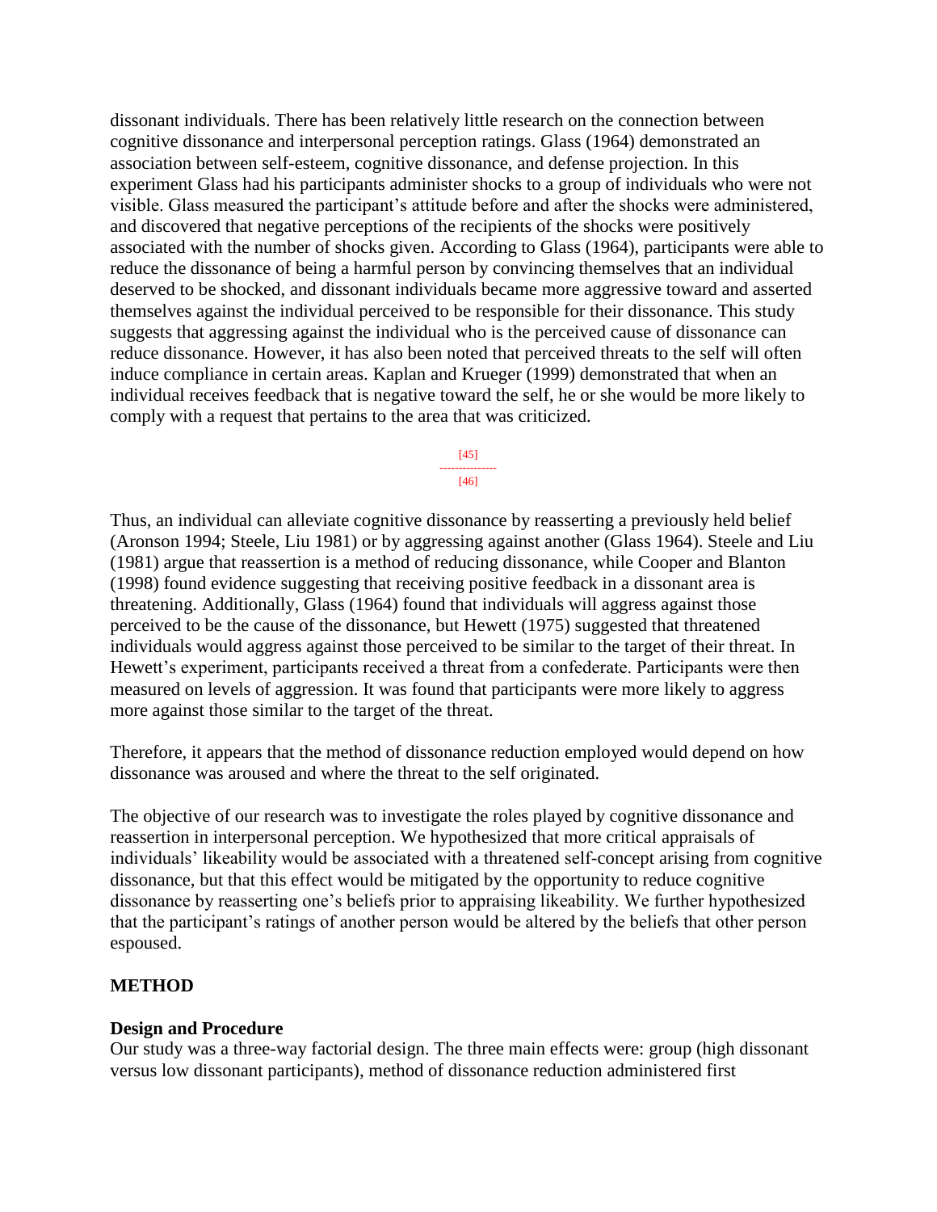dissonant individuals. There has been relatively little research on the connection between cognitive dissonance and interpersonal perception ratings. Glass (1964) demonstrated an association between self-esteem, cognitive dissonance, and defense projection. In this experiment Glass had his participants administer shocks to a group of individuals who were not visible. Glass measured the participant's attitude before and after the shocks were administered, and discovered that negative perceptions of the recipients of the shocks were positively associated with the number of shocks given. According to Glass (1964), participants were able to reduce the dissonance of being a harmful person by convincing themselves that an individual deserved to be shocked, and dissonant individuals became more aggressive toward and asserted themselves against the individual perceived to be responsible for their dissonance. This study suggests that aggressing against the individual who is the perceived cause of dissonance can reduce dissonance. However, it has also been noted that perceived threats to the self will often induce compliance in certain areas. Kaplan and Krueger (1999) demonstrated that when an individual receives feedback that is negative toward the self, he or she would be more likely to comply with a request that pertains to the area that was criticized.

Thus, an individual can alleviate cognitive dissonance by reasserting a previously held belief (Aronson 1994; Steele, Liu 1981) or by aggressing against another (Glass 1964). Steele and Liu (1981) argue that reassertion is a method of reducing dissonance, while Cooper and Blanton (1998) found evidence suggesting that receiving positive feedback in a dissonant area is threatening. Additionally, Glass (1964) found that individuals will aggress against those perceived to be the cause of the dissonance, but Hewett (1975) suggested that threatened individuals would aggress against those perceived to be similar to the target of their threat. In Hewett's experiment, participants received a threat from a confederate. Participants were then measured on levels of aggression. It was found that participants were more likely to aggress more against those similar to the target of the threat.

Therefore, it appears that the method of dissonance reduction employed would depend on how dissonance was aroused and where the threat to the self originated.

The objective of our research was to investigate the roles played by cognitive dissonance and reassertion in interpersonal perception. We hypothesized that more critical appraisals of individuals' likeability would be associated with a threatened self-concept arising from cognitive dissonance, but that this effect would be mitigated by the opportunity to reduce cognitive dissonance by reasserting one's beliefs prior to appraising likeability. We further hypothesized that the participant's ratings of another person would be altered by the beliefs that other person espoused.

## METHOD

### Design and Procedure

Our study was a three-way factorial design. The three main effects were: group (high dissonant versus low dissonant participants), method of dissonance reduction administered first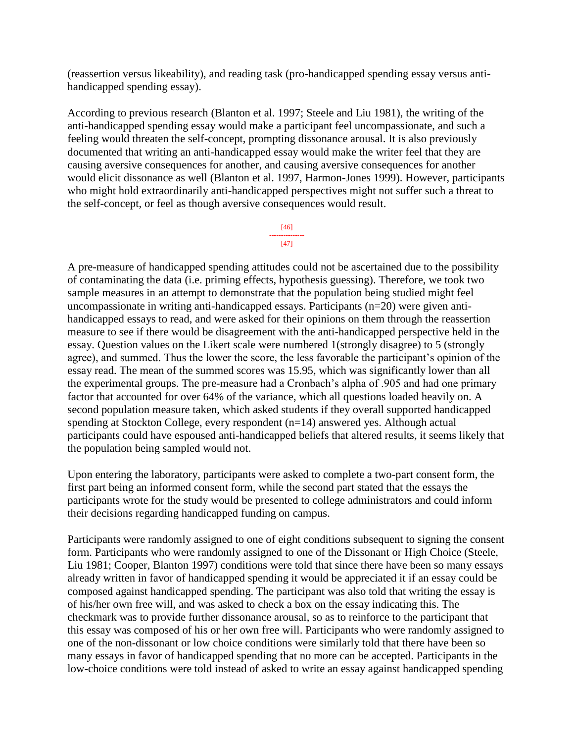(reassertion versus likeability), and reading task (pro-handicapped spending essay versus anti-handicapped spending essay).

According to previous research (Blanton et al. 1997; Steele and Liu 1981), the writing of the anti-handicapped spending essay would make a participant feel uncompassionate, and such a feeling would threaten the self-concept, prompting dissonance arousal. It is also previously documented that writing an anti-handicapped essay would make the writer feel that they are causing aversive consequences for another, and causing aversive consequences for another would elicit dissonance as well (Blanton et al. 1997, Harmon-Jones 1999). However, participants who might hold extraordinarily anti-handicapped perspectives might not suffer such a threat to the self-concept, or feel as though aversive consequences would result.

A pre-measure of handicapped spending attitudes could not be ascertained due to the possibility of contaminating the data (i.e. priming effects, hypothesis guessing). Therefore, we took two sample measures in an attempt to demonstrate that the population being studied might feel uncompassionate in writing anti-handicapped essays. Participants (n=20) were given anti-handicapped essays to read, and were asked for their opinions on them through the reassertion measure to see if there would be disagreement with the anti-handicapped perspective held in the essay. Question values on the Likert scale were numbered 1(strongly disagree) to 5 (strongly agree), and summed. Thus the lower the score, the less favorable the participant's opinion of the essay read. The mean of the summed scores was 15.95, which was significantly lower than all the experimental groups. The pre-measure had a Cronbach's alpha of .905 and had one primary factor that accounted for over 64% of the variance, which all questions loaded heavily on. A second population measure taken, which asked students if they overall supported handicapped spending at Stockton College, every respondent (n=14) answered yes. Although actual participants could have espoused anti-handicapped beliefs that altered results, it seems likely that the population being sampled would not.

Upon entering the laboratory, participants were asked to complete a two-part consent form, the first part being an informed consent form, while the second part stated that the essays the participants wrote for the study would be presented to college administrators and could inform their decisions regarding handicapped funding on campus.

Participants were randomly assigned to one of eight conditions subsequent to signing the consent form. Participants who were randomly assigned to one of the Dissonant or High Choice (Steele, Liu 1981; Cooper, Blanton 1997) conditions were told that since there have been so many essays already written in favor of handicapped spending it would be appreciated it if an essay could be composed against handicapped spending. The participant was also told that writing the essay is of his/her own free will, and was asked to check a box on the essay indicating this. The checkmark was to provide further dissonance arousal, so as to reinforce to the participant that this essay was composed of his or her own free will. Participants who were randomly assigned to one of the non-dissonant or low choice conditions were similarly told that there have been so many essays in favor of handicapped spending that no more can be accepted. Participants in the low-choice conditions were told instead of asked to write an essay against handicapped spending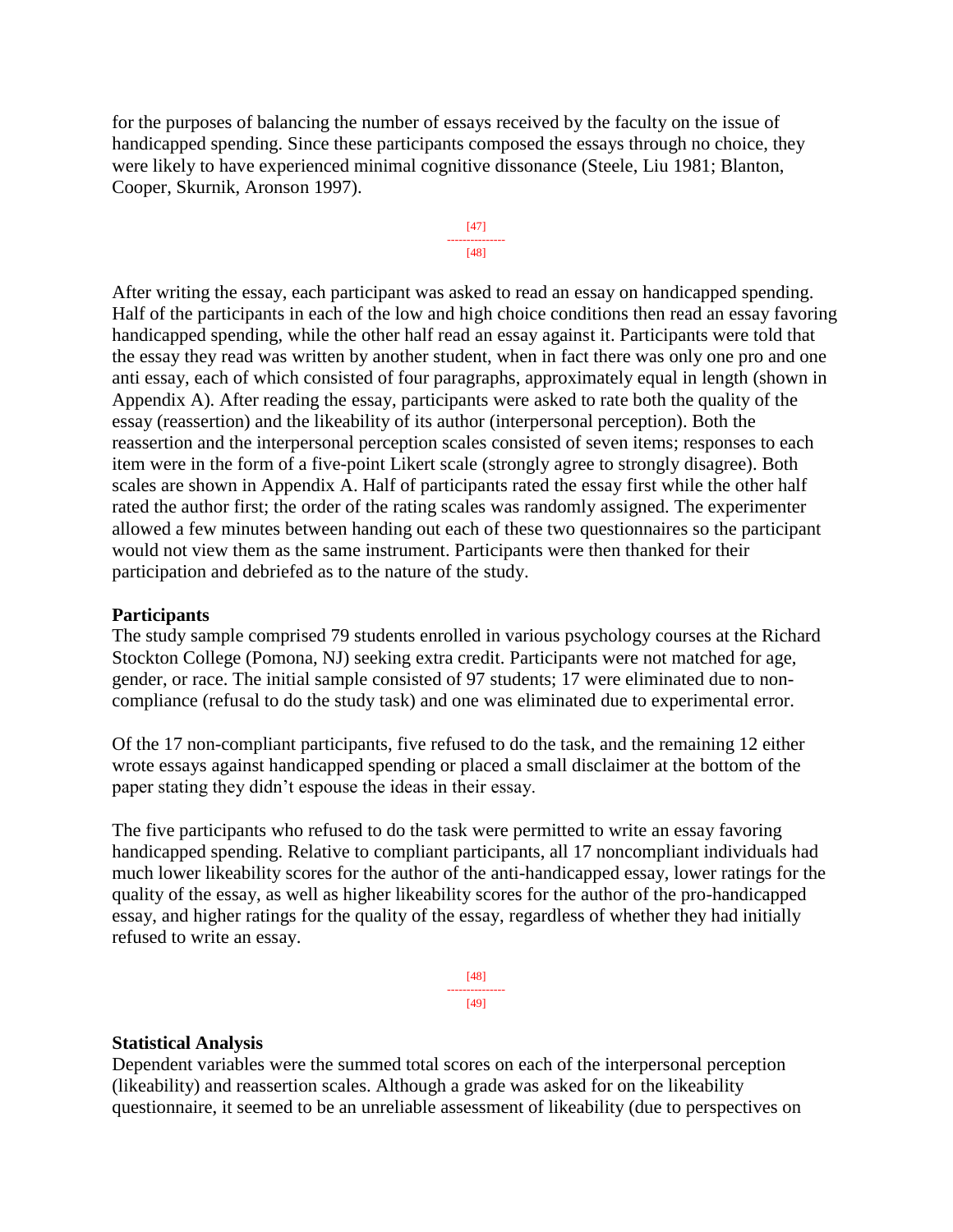for the purposes of balancing the number of essays received by the faculty on the issue of handicapped spending. Since these participants composed the essays through no choice, they were likely to have experienced minimal cognitive dissonance (Steele, Liu 1981; Blanton, Cooper, Skurnik, Aronson 1997).

After writing the essay, each participant was asked to read an essay on handicapped spending. Half of the participants in each of the low and high choice conditions then read an essay favoring handicapped spending, while the other half read an essay against it. Participants were told that the essay they read was written by another student, when in fact there was only one pro and one anti essay, each of which consisted of four paragraphs, approximately equal in length (shown in Appendix A). After reading the essay, participants were asked to rate both the quality of the essay (reassertion) and the likeability of its author (interpersonal perception). Both the reassertion and the interpersonal perception scales consisted of seven items; responses to each item were in the form of a five-point Likert scale (strongly agree to strongly disagree). Both scales are shown in Appendix A. Half of participants rated the essay first while the other half rated the author first; the order of the rating scales was randomly assigned. The experimenter allowed a few minutes between handing out each of these two questionnaires so the participant would not view them as the same instrument. Participants were then thanked for their participation and debriefed as to the nature of the study.

**Participants**

The study sample comprised 79 students enrolled in various psychology courses at the Richard Stockton College (Pomona, NJ) seeking extra credit. Participants were not matched for age, gender, or race. The initial sample consisted of 97 students; 17 were eliminated due to non-compliance (refusal to do the study task) and one was eliminated due to experimental error.

Of the 17 non-compliant participants, five refused to do the task, and the remaining 12 either wrote essays against handicapped spending or placed a small disclaimer at the bottom of the paper stating they didn't espouse the ideas in their essay.

The five participants who refused to do the task were permitted to write an essay favoring handicapped spending. Relative to compliant participants, all 17 noncompliant individuals had much lower likeability scores for the author of the anti-handicapped essay, lower ratings for the quality of the essay, as well as higher likeability scores for the author of the pro-handicapped essay, and higher ratings for the quality of the essay, regardless of whether they had initially refused to write an essay.

**Statistical Analysis**

Dependent variables were the summed total scores on each of the interpersonal perception (likeability) and reassertion scales. Although a grade was asked for on the likeability questionnaire, it seemed to be an unreliable assessment of likeability (due to perspectives on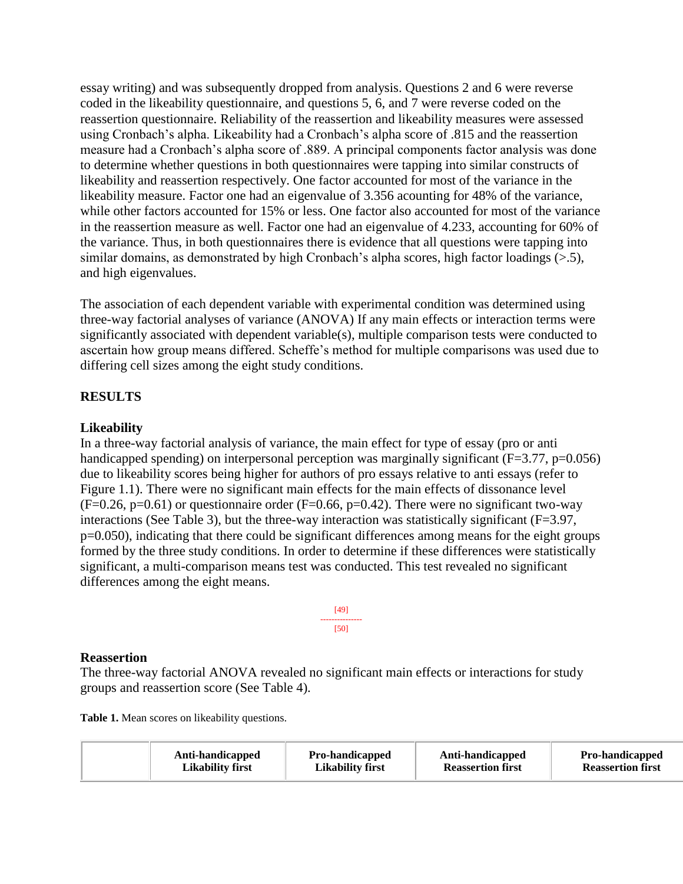essay writing) and was subsequently dropped from analysis. Questions 2 and 6 were reverse coded in the likeability questionnaire, and questions 5, 6, and 7 were reverse coded on the reassertion questionnaire. Reliability of the reassertion and likeability measures were assessed using Cronbach's alpha. Likeability had a Cronbach's alpha score of .815 and the reassertion measure had a Cronbach's alpha score of .889. A principal components factor analysis was done to determine whether questions in both questionnaires were tapping into similar constructs of likeability and reassertion respectively. One factor accounted for most of the variance in the likeability measure. Factor one had an eigenvalue of 3.356 acounting for 48% of the variance, while other factors accounted for 15% or less. One factor also accounted for most of the variance in the reassertion measure as well. Factor one had an eigenvalue of 4.233, accounting for 60% of the variance. Thus, in both questionnaires there is evidence that all questions were tapping into similar domains, as demonstrated by high Cronbach's alpha scores, high factor loadings (>.5), and high eigenvalues.

The association of each dependent variable with experimental condition was determined using three-way factorial analyses of variance (ANOVA) If any main effects or interaction terms were significantly associated with dependent variable(s), multiple comparison tests were conducted to ascertain how group means differed. Scheffe's method for multiple comparisons was used due to differing cell sizes among the eight study conditions.

## RESULTS

### Likeability

In a three-way factorial analysis of variance, the main effect for type of essay (pro or anti handicapped spending) on interpersonal perception was marginally significant ($F=3.77$, $p=0.056$) due to likeability scores being higher for authors of pro essays relative to anti essays (refer to Figure 1.1). There were no significant main effects for the main effects of dissonance level ($F=0.26$, $p=0.61$) or questionnaire order ($F=0.66$, $p=0.42$). There were no significant two-way interactions (See Table 3), but the three-way interaction was statistically significant ($F=3.97$, $p=0.050$), indicating that there could be significant differences among means for the eight groups formed by the three study conditions. In order to determine if these differences were statistically significant, a multi-comparison means test was conducted. This test revealed no significant differences among the eight means.

[49]
--------------
[50]

### Reassertion

The three-way factorial ANOVA revealed no significant main effects or interactions for study groups and reassertion score (See Table 4).

**Table 1.** Mean scores on likeability questions.

| | Anti-handicapped Likability first | Pro-handicapped Likability first | Anti-handicapped Reassertion first | Pro-handicapped Reassertion first |
|---|---|---|---|---|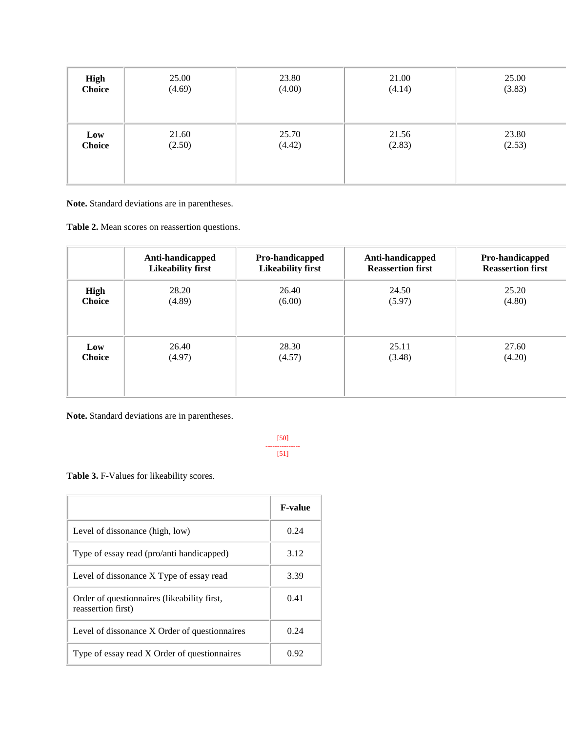| | | | | |
|---|---|---|---|---|
| **High Choice** | 25.00 (4.69) | 23.80 (4.00) | 21.00 (4.14) | 25.00 (3.83) |
| **Low Choice** | 21.60 (2.50) | 25.70 (4.42) | 21.56 (2.83) | 23.80 (2.53) |

**Note.** Standard deviations are in parentheses.

**Table 2.** Mean scores on reassertion questions.

| | Anti-handicapped Likeability first | Pro-handicapped Likeability first | Anti-handicapped Reassertion first | Pro-handicapped Reassertion first |
|---|---|---|---|---|
| **High Choice** | 28.20 (4.89) | 26.40 (6.00) | 24.50 (5.97) | 25.20 (4.80) |
| **Low Choice** | 26.40 (4.97) | 28.30 (4.57) | 25.11 (3.48) | 27.60 (4.20) |

**Note.** Standard deviations are in parentheses.

[50]
---------------
[51]

**Table 3.** F-Values for likeability scores.

| | F-value |
|---|---|
| Level of dissonance (high, low) | 0.24 |
| Type of essay read (pro/anti handicapped) | 3.12 |
| Level of dissonance X Type of essay read | 3.39 |
| Order of questionnaires (likeability first, reassertion first) | 0.41 |
| Level of dissonance X Order of questionnaires | 0.24 |
| Type of essay read X Order of questionnaires | 0.92 |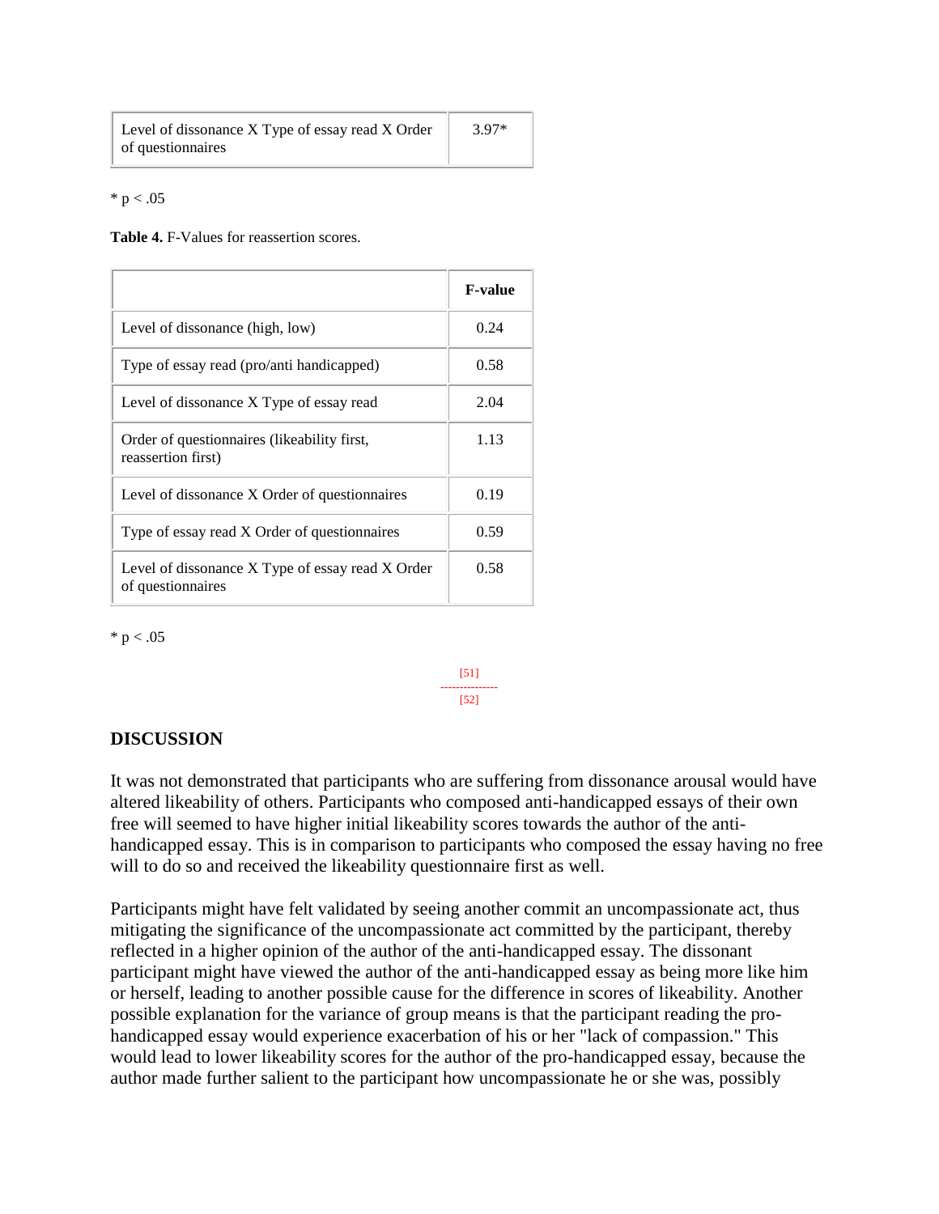| | |
|---|---|
| Level of dissonance X Type of essay read X Order of questionnaires | 3.97* |

* p < .05

**Table 4.** F-Values for reassertion scores.

| | F-value |
|---|---|
| Level of dissonance (high, low) | 0.24 |
| Type of essay read (pro/anti handicapped) | 0.58 |
| Level of dissonance X Type of essay read | 2.04 |
| Order of questionnaires (likeability first, reassertion first) | 1.13 |
| Level of dissonance X Order of questionnaires | 0.19 |
| Type of essay read X Order of questionnaires | 0.59 |
| Level of dissonance X Type of essay read X Order of questionnaires | 0.58 |

* p < .05

[51]
---------------
[52]

## DISCUSSION

It was not demonstrated that participants who are suffering from dissonance arousal would have altered likeability of others. Participants who composed anti-handicapped essays of their own free will seemed to have higher initial likeability scores towards the author of the anti-handicapped essay. This is in comparison to participants who composed the essay having no free will to do so and received the likeability questionnaire first as well.

Participants might have felt validated by seeing another commit an uncompassionate act, thus mitigating the significance of the uncompassionate act committed by the participant, thereby reflected in a higher opinion of the author of the anti-handicapped essay. The dissonant participant might have viewed the author of the anti-handicapped essay as being more like him or herself, leading to another possible cause for the difference in scores of likeability. Another possible explanation for the variance of group means is that the participant reading the pro-handicapped essay would experience exacerbation of his or her "lack of compassion." This would lead to lower likeability scores for the author of the pro-handicapped essay, because the author made further salient to the participant how uncompassionate he or she was, possibly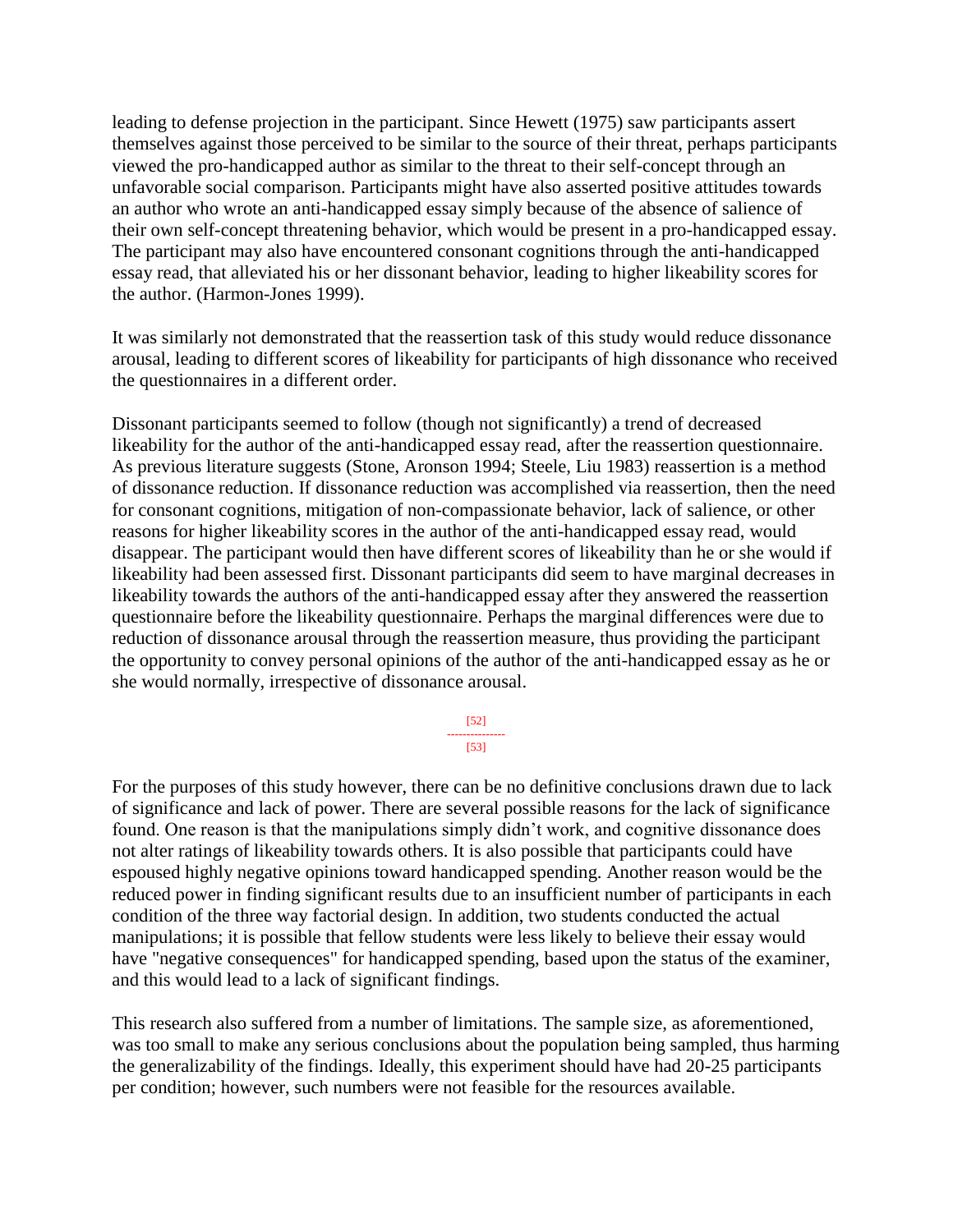leading to defense projection in the participant. Since Hewett (1975) saw participants assert themselves against those perceived to be similar to the source of their threat, perhaps participants viewed the pro-handicapped author as similar to the threat to their self-concept through an unfavorable social comparison. Participants might have also asserted positive attitudes towards an author who wrote an anti-handicapped essay simply because of the absence of salience of their own self-concept threatening behavior, which would be present in a pro-handicapped essay. The participant may also have encountered consonant cognitions through the anti-handicapped essay read, that alleviated his or her dissonant behavior, leading to higher likeability scores for the author. (Harmon-Jones 1999).

It was similarly not demonstrated that the reassertion task of this study would reduce dissonance arousal, leading to different scores of likeability for participants of high dissonance who received the questionnaires in a different order.

Dissonant participants seemed to follow (though not significantly) a trend of decreased likeability for the author of the anti-handicapped essay read, after the reassertion questionnaire. As previous literature suggests (Stone, Aronson 1994; Steele, Liu 1983) reassertion is a method of dissonance reduction. If dissonance reduction was accomplished via reassertion, then the need for consonant cognitions, mitigation of non-compassionate behavior, lack of salience, or other reasons for higher likeability scores in the author of the anti-handicapped essay read, would disappear. The participant would then have different scores of likeability than he or she would if likeability had been assessed first. Dissonant participants did seem to have marginal decreases in likeability towards the authors of the anti-handicapped essay after they answered the reassertion questionnaire before the likeability questionnaire. Perhaps the marginal differences were due to reduction of dissonance arousal through the reassertion measure, thus providing the participant the opportunity to convey personal opinions of the author of the anti-handicapped essay as he or she would normally, irrespective of dissonance arousal.

For the purposes of this study however, there can be no definitive conclusions drawn due to lack of significance and lack of power. There are several possible reasons for the lack of significance found. One reason is that the manipulations simply didn't work, and cognitive dissonance does not alter ratings of likeability towards others. It is also possible that participants could have espoused highly negative opinions toward handicapped spending. Another reason would be the reduced power in finding significant results due to an insufficient number of participants in each condition of the three way factorial design. In addition, two students conducted the actual manipulations; it is possible that fellow students were less likely to believe their essay would have "negative consequences" for handicapped spending, based upon the status of the examiner, and this would lead to a lack of significant findings.

This research also suffered from a number of limitations. The sample size, as aforementioned, was too small to make any serious conclusions about the population being sampled, thus harming the generalizability of the findings. Ideally, this experiment should have had 20-25 participants per condition; however, such numbers were not feasible for the resources available.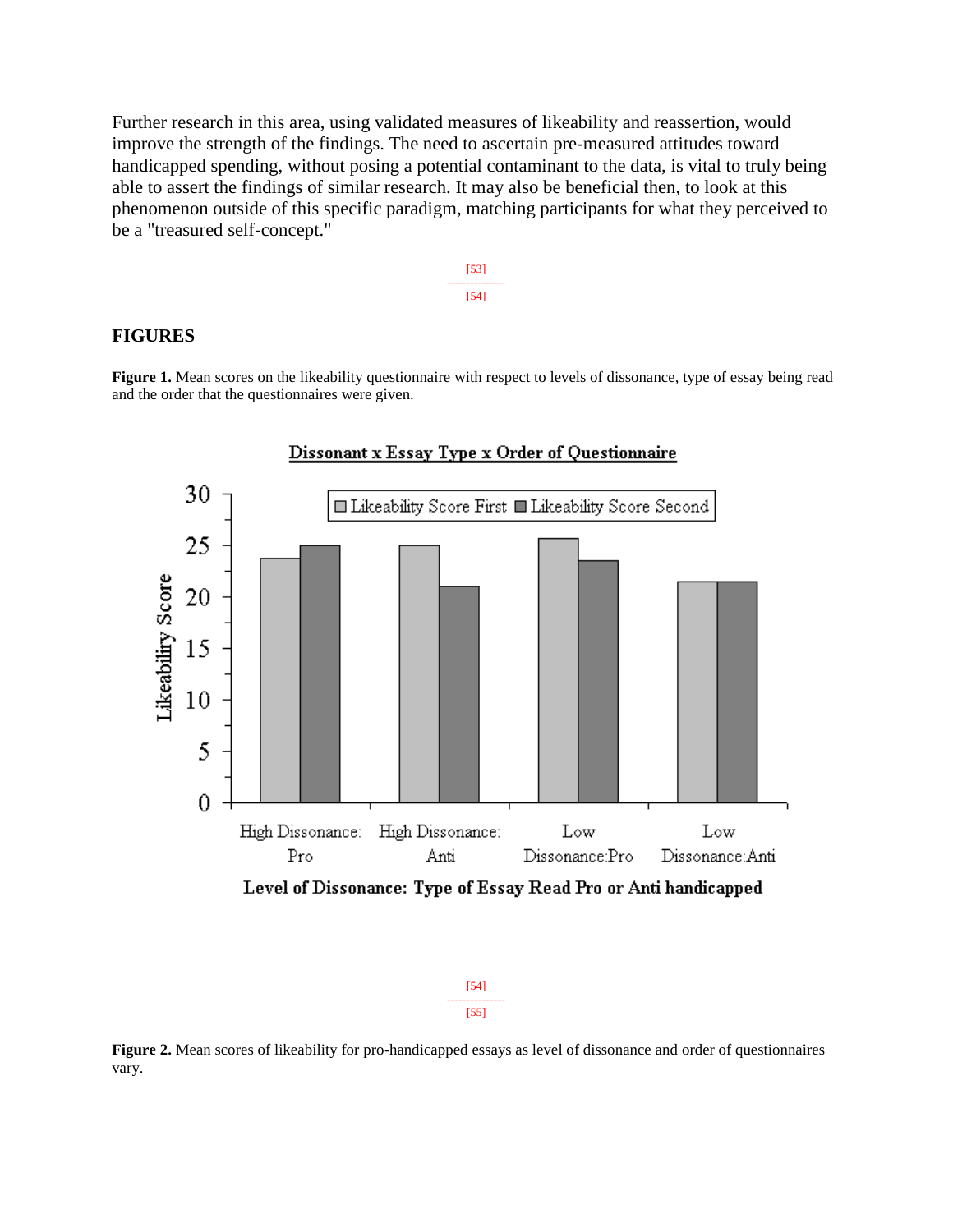Further research in this area, using validated measures of likeability and reassertion, would improve the strength of the findings. The need to ascertain pre-measured attitudes toward handicapped spending, without posing a potential contaminant to the data, is vital to truly being able to assert the findings of similar research. It may also be beneficial then, to look at this phenomenon outside of this specific paradigm, matching participants for what they perceived to be a "treasured self-concept."

## FIGURES

**Figure 1.** Mean scores on the likeability questionnaire with respect to levels of dissonance, type of essay being read and the order that the questionnaires were given.

Dissonant x Essay Type x Order of Questionnaire

Likeability Score First
Likeability Score Second

Likeability Score

30
25
20
15
10
5
0

High Dissonance: Pro
High Dissonance: Anti
Low Dissonance:Pro
Low Dissonance:Anti

Level of Dissonance: Type of Essay Read Pro or Anti handicapped

**Figure 2.** Mean scores of likeability for pro-handicapped essays as level of dissonance and order of questionnaires vary.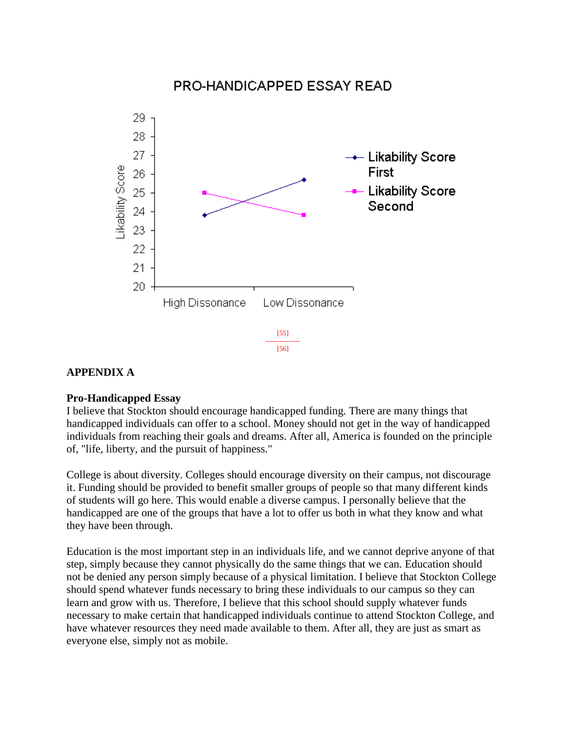PRO-HANDICAPPED ESSAY READ

Likability Score

29
28
27
26
25
24
23
22
21
20

High Dissonance
Low Dissonance

Likability Score First
Likability Score Second

[55]
---------------
[56]

## APPENDIX A

**Pro-Handicapped Essay**

I believe that Stockton should encourage handicapped funding. There are many things that handicapped individuals can offer to a school. Money should not get in the way of handicapped individuals from reaching their goals and dreams. After all, America is founded on the principle of, "life, liberty, and the pursuit of happiness."

College is about diversity. Colleges should encourage diversity on their campus, not discourage it. Funding should be provided to benefit smaller groups of people so that many different kinds of students will go here. This would enable a diverse campus. I personally believe that the handicapped are one of the groups that have a lot to offer us both in what they know and what they have been through.

Education is the most important step in an individuals life, and we cannot deprive anyone of that step, simply because they cannot physically do the same things that we can. Education should not be denied any person simply because of a physical limitation. I believe that Stockton College should spend whatever funds necessary to bring these individuals to our campus so they can learn and grow with us. Therefore, I believe that this school should supply whatever funds necessary to make certain that handicapped individuals continue to attend Stockton College, and have whatever resources they need made available to them. After all, they are just as smart as everyone else, simply not as mobile.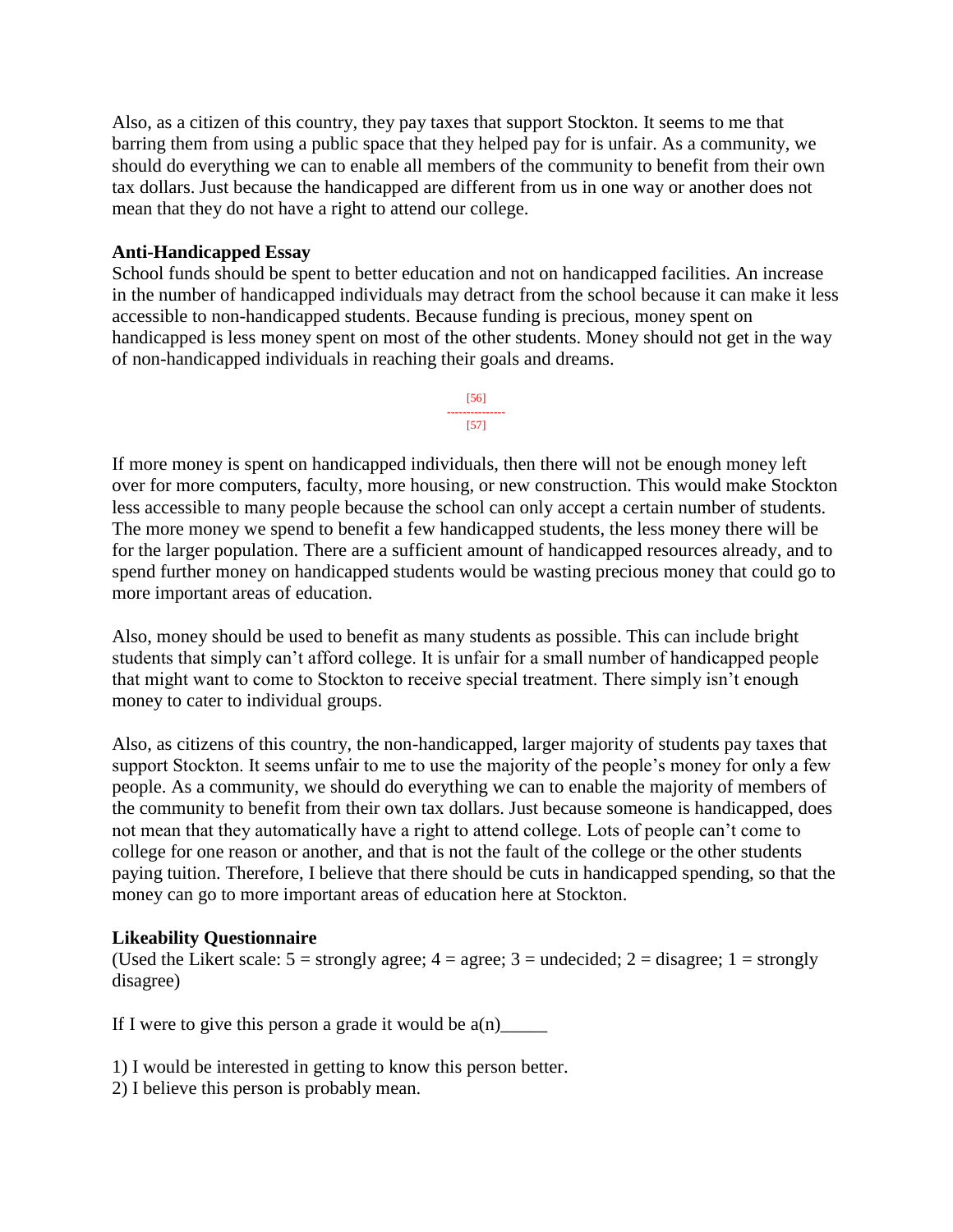Also, as a citizen of this country, they pay taxes that support Stockton. It seems to me that barring them from using a public space that they helped pay for is unfair. As a community, we should do everything we can to enable all members of the community to benefit from their own tax dollars. Just because the handicapped are different from us in one way or another does not mean that they do not have a right to attend our college.

**Anti-Handicapped Essay**

School funds should be spent to better education and not on handicapped facilities. An increase in the number of handicapped individuals may detract from the school because it can make it less accessible to non-handicapped students. Because funding is precious, money spent on handicapped is less money spent on most of the other students. Money should not get in the way of non-handicapped individuals in reaching their goals and dreams.

If more money is spent on handicapped individuals, then there will not be enough money left over for more computers, faculty, more housing, or new construction. This would make Stockton less accessible to many people because the school can only accept a certain number of students. The more money we spend to benefit a few handicapped students, the less money there will be for the larger population. There are a sufficient amount of handicapped resources already, and to spend further money on handicapped students would be wasting precious money that could go to more important areas of education.

Also, money should be used to benefit as many students as possible. This can include bright students that simply can't afford college. It is unfair for a small number of handicapped people that might want to come to Stockton to receive special treatment. There simply isn't enough money to cater to individual groups.

Also, as citizens of this country, the non-handicapped, larger majority of students pay taxes that support Stockton. It seems unfair to me to use the majority of the people's money for only a few people. As a community, we should do everything we can to enable the majority of members of the community to benefit from their own tax dollars. Just because someone is handicapped, does not mean that they automatically have a right to attend college. Lots of people can't come to college for one reason or another, and that is not the fault of the college or the other students paying tuition. Therefore, I believe that there should be cuts in handicapped spending, so that the money can go to more important areas of education here at Stockton.

**Likeability Questionnaire**

(Used the Likert scale: 5 = strongly agree; 4 = agree; 3 = undecided; 2 = disagree; 1 = strongly disagree)

If I were to give this person a grade it would be a(n)_____

1) I would be interested in getting to know this person better.
2) I believe this person is probably mean.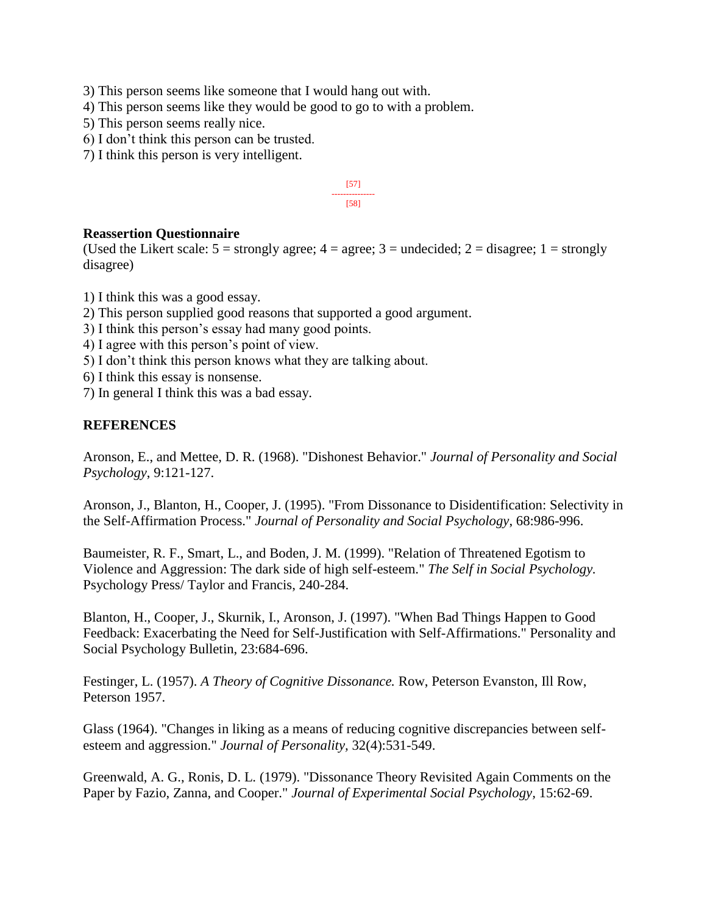3) This person seems like someone that I would hang out with.
4) This person seems like they would be good to go to with a problem.
5) This person seems really nice.
6) I don't think this person can be trusted.
7) I think this person is very intelligent.

**Reassertion Questionnaire**
(Used the Likert scale: 5 = strongly agree; 4 = agree; 3 = undecided; 2 = disagree; 1 = strongly disagree)

1) I think this was a good essay.
2) This person supplied good reasons that supported a good argument.
3) I think this person's essay had many good points.
4) I agree with this person's point of view.
5) I don't think this person knows what they are talking about.
6) I think this essay is nonsense.
7) In general I think this was a bad essay.

## REFERENCES

Aronson, E., and Mettee, D. R. (1968). "Dishonest Behavior." *Journal of Personality and Social Psychology*, 9:121-127.

Aronson, J., Blanton, H., Cooper, J. (1995). "From Dissonance to Disidentification: Selectivity in the Self-Affirmation Process." *Journal of Personality and Social Psychology*, 68:986-996.

Baumeister, R. F., Smart, L., and Boden, J. M. (1999). "Relation of Threatened Egotism to Violence and Aggression: The dark side of high self-esteem." *The Self in Social Psychology.* Psychology Press/ Taylor and Francis, 240-284.

Blanton, H., Cooper, J., Skurnik, I., Aronson, J. (1997). "When Bad Things Happen to Good Feedback: Exacerbating the Need for Self-Justification with Self-Affirmations." Personality and Social Psychology Bulletin, 23:684-696.

Festinger, L. (1957). *A Theory of Cognitive Dissonance.* Row, Peterson Evanston, Ill Row, Peterson 1957.

Glass (1964). "Changes in liking as a means of reducing cognitive discrepancies between self-esteem and aggression." *Journal of Personality*, 32(4):531-549.

Greenwald, A. G., Ronis, D. L. (1979). "Dissonance Theory Revisited Again Comments on the Paper by Fazio, Zanna, and Cooper." *Journal of Experimental Social Psychology*, 15:62-69.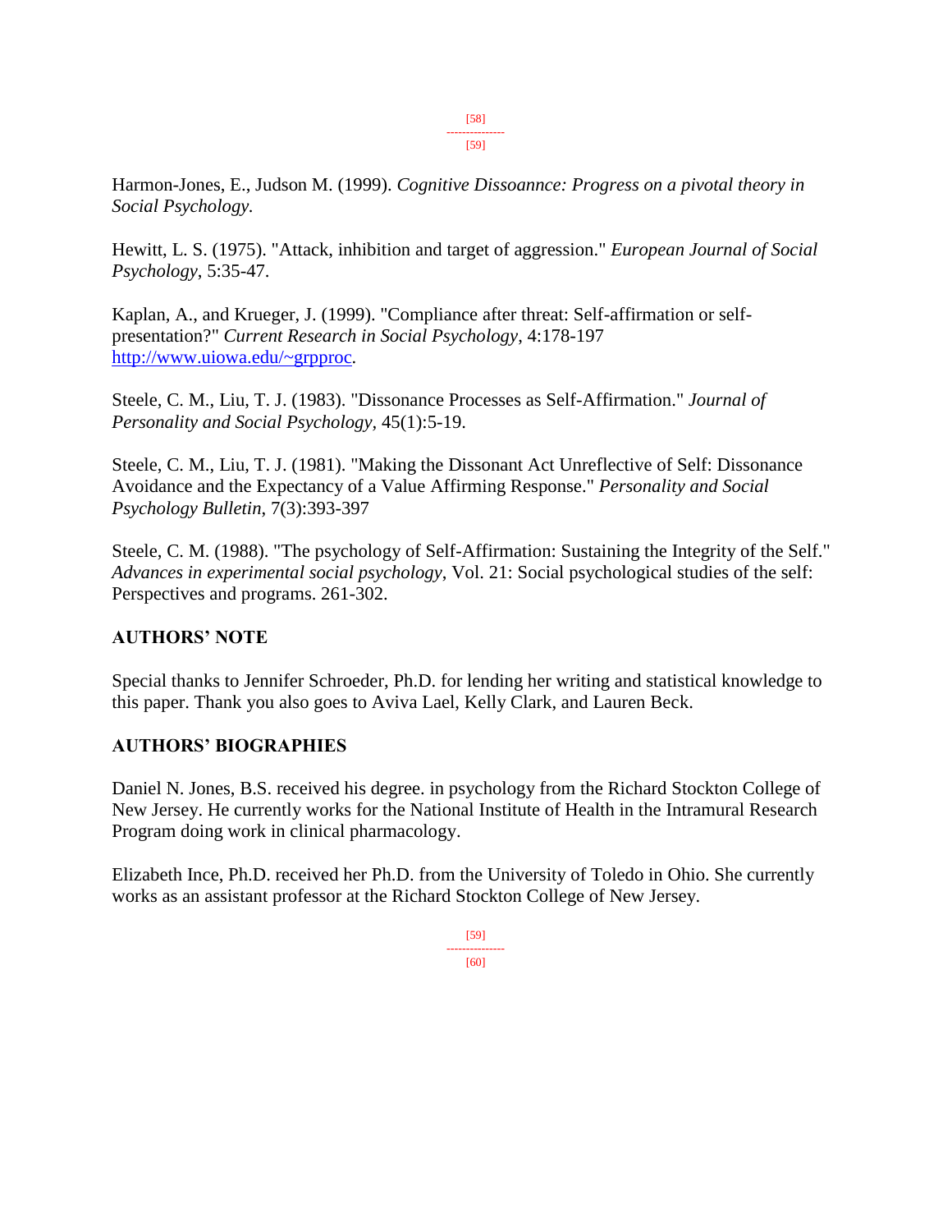Harmon-Jones, E., Judson M. (1999). *Cognitive Dissoannce: Progress on a pivotal theory in Social Psychology.*

Hewitt, L. S. (1975). "Attack, inhibition and target of aggression." *European Journal of Social Psychology*, 5:35-47.

Kaplan, A., and Krueger, J. (1999). "Compliance after threat: Self-affirmation or self-presentation?" *Current Research in Social Psychology*, 4:178-197 http://www.uiowa.edu/~grpproc.

Steele, C. M., Liu, T. J. (1983). "Dissonance Processes as Self-Affirmation." *Journal of Personality and Social Psychology,* 45(1):5-19.

Steele, C. M., Liu, T. J. (1981). "Making the Dissonant Act Unreflective of Self: Dissonance Avoidance and the Expectancy of a Value Affirming Response." *Personality and Social Psychology Bulletin*, 7(3):393-397

Steele, C. M. (1988). "The psychology of Self-Affirmation: Sustaining the Integrity of the Self." *Advances in experimental social psychology*, Vol. 21: Social psychological studies of the self: Perspectives and programs. 261-302.

**AUTHORS' NOTE**

Special thanks to Jennifer Schroeder, Ph.D. for lending her writing and statistical knowledge to this paper. Thank you also goes to Aviva Lael, Kelly Clark, and Lauren Beck.

**AUTHORS' BIOGRAPHIES**

Daniel N. Jones, B.S. received his degree. in psychology from the Richard Stockton College of New Jersey. He currently works for the National Institute of Health in the Intramural Research Program doing work in clinical pharmacology.

Elizabeth Ince, Ph.D. received her Ph.D. from the University of Toledo in Ohio. She currently works as an assistant professor at the Richard Stockton College of New Jersey.